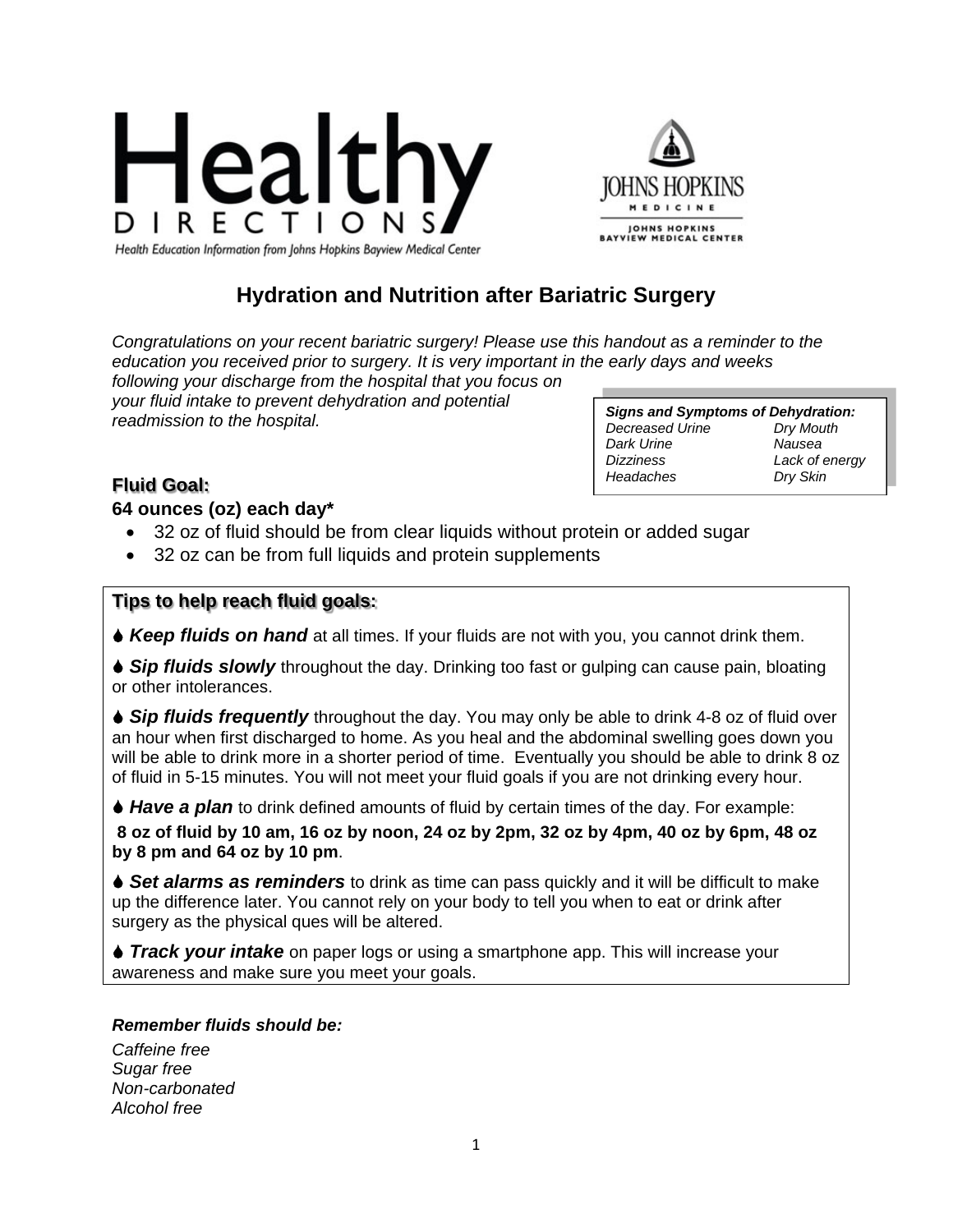Healthy DIRECTIONS

Health Education Information from Johns Hopkins Bayview Medical Center

JOHNS HOPKINS MEDICINE

JOHNS HOPKINS BAYVIEW MEDICAL CENTER

# Hydration and Nutrition after Bariatric Surgery

*Congratulations on your recent bariatric surgery! Please use this handout as a reminder to the education you received prior to surgery. It is very important in the early days and weeks following your discharge from the hospital that you focus on your fluid intake to prevent dehydration and potential readmission to the hospital.*

| ***Signs and Symptoms of Dehydration:*** | |
|---|---|
| *Decreased Urine* | *Dry Mouth* |
| *Dark Urine* | *Nausea* |
| *Dizziness* | *Lack of energy* |
| *Headaches* | *Dry Skin* |

## Fluid Goal:

**64 ounces (oz) each day***

- 32 oz of fluid should be from clear liquids without protein or added sugar
- 32 oz can be from full liquids and protein supplements

## Tips to help reach fluid goals:

♦ ***Keep fluids on hand*** at all times. If your fluids are not with you, you cannot drink them.

♦ ***Sip fluids slowly*** throughout the day. Drinking too fast or gulping can cause pain, bloating or other intolerances.

♦ ***Sip fluids frequently*** throughout the day. You may only be able to drink 4-8 oz of fluid over an hour when first discharged to home. As you heal and the abdominal swelling goes down you will be able to drink more in a shorter period of time. Eventually you should be able to drink 8 oz of fluid in 5-15 minutes. You will not meet your fluid goals if you are not drinking every hour.

♦ ***Have a plan*** to drink defined amounts of fluid by certain times of the day. For example:

**8 oz of fluid by 10 am, 16 oz by noon, 24 oz by 2pm, 32 oz by 4pm, 40 oz by 6pm, 48 oz by 8 pm and 64 oz by 10 pm**.

♦ ***Set alarms as reminders*** to drink as time can pass quickly and it will be difficult to make up the difference later. You cannot rely on your body to tell you when to eat or drink after surgery as the physical ques will be altered.

♦ ***Track your intake*** on paper logs or using a smartphone app. This will increase your awareness and make sure you meet your goals.

***Remember fluids should be:***

*Caffeine free*
*Sugar free*
*Non-carbonated*
*Alcohol free*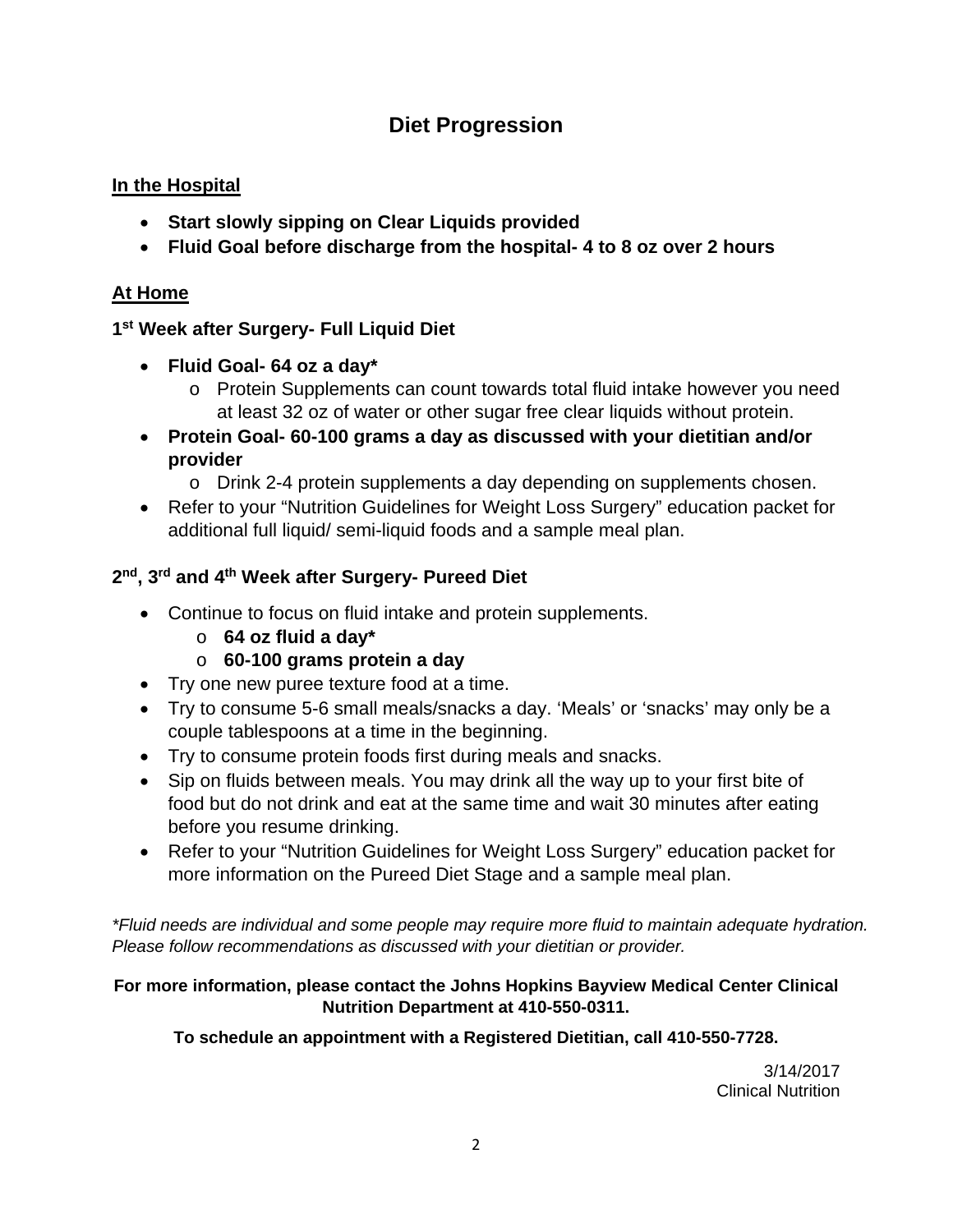# Diet Progression

**In the Hospital**

- **Start slowly sipping on Clear Liquids provided**
- **Fluid Goal before discharge from the hospital- 4 to 8 oz over 2 hours**

**At Home**

### 1st Week after Surgery- Full Liquid Diet

- **Fluid Goal- 64 oz a day***
  - Protein Supplements can count towards total fluid intake however you need at least 32 oz of water or other sugar free clear liquids without protein.
- **Protein Goal- 60-100 grams a day as discussed with your dietitian and/or provider**
  - Drink 2-4 protein supplements a day depending on supplements chosen.
- Refer to your "Nutrition Guidelines for Weight Loss Surgery" education packet for additional full liquid/ semi-liquid foods and a sample meal plan.

### 2nd, 3rd and 4th Week after Surgery- Pureed Diet

- Continue to focus on fluid intake and protein supplements.
  - **64 oz fluid a day***
  - **60-100 grams protein a day**
- Try one new puree texture food at a time.
- Try to consume 5-6 small meals/snacks a day. 'Meals' or 'snacks' may only be a couple tablespoons at a time in the beginning.
- Try to consume protein foods first during meals and snacks.
- Sip on fluids between meals. You may drink all the way up to your first bite of food but do not drink and eat at the same time and wait 30 minutes after eating before you resume drinking.
- Refer to your "Nutrition Guidelines for Weight Loss Surgery" education packet for more information on the Pureed Diet Stage and a sample meal plan.

**Fluid needs are individual and some people may require more fluid to maintain adequate hydration. Please follow recommendations as discussed with your dietitian or provider.*

**For more information, please contact the Johns Hopkins Bayview Medical Center Clinical Nutrition Department at 410-550-0311.**

**To schedule an appointment with a Registered Dietitian, call 410-550-7728.**

3/14/2017
Clinical Nutrition